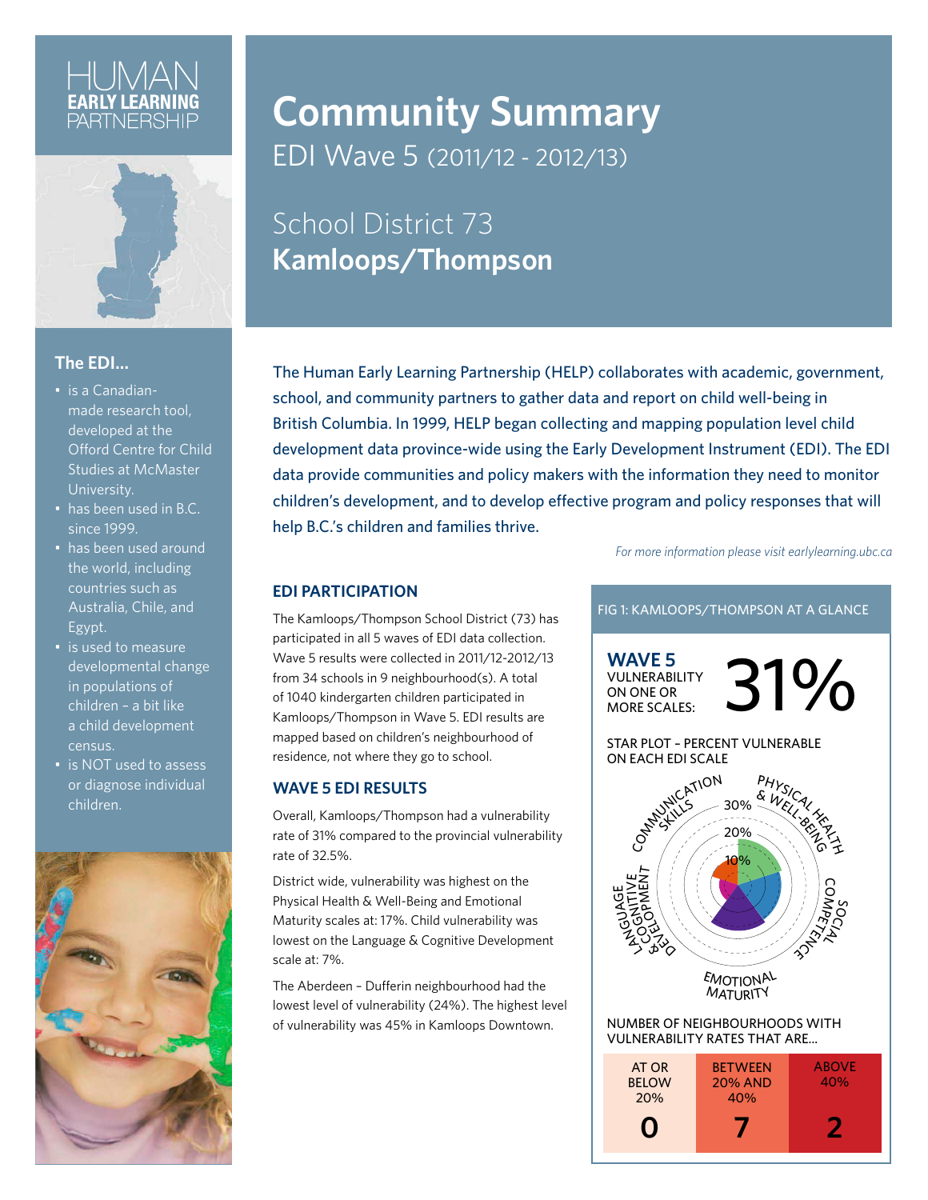HUMAN **EARLY LEARNING** PARTNERSHIP

# Community Summary

EDI Wave 5 (2011/12 - 2012/13)

## School District 73 **Kamloops/Thompson**

### The EDI...

- is a Canadian-made research tool, developed at the Offord Centre for Child Studies at McMaster University.
- has been used in B.C. since 1999.
- has been used around the world, including countries such as Australia, Chile, and Egypt.
- is used to measure developmental change in populations of children – a bit like a child development census.
- is NOT used to assess or diagnose individual children.

The Human Early Learning Partnership (HELP) collaborates with academic, government, school, and community partners to gather data and report on child well-being in British Columbia. In 1999, HELP began collecting and mapping population level child development data province-wide using the Early Development Instrument (EDI). The EDI data provide communities and policy makers with the information they need to monitor children's development, and to develop effective program and policy responses that will help B.C.'s children and families thrive.

*For more information please visit earlylearning.ubc.ca*

### EDI PARTICIPATION

The Kamloops/Thompson School District (73) has participated in all 5 waves of EDI data collection. Wave 5 results were collected in 2011/12-2012/13 from 34 schools in 9 neighbourhood(s). A total of 1040 kindergarten children participated in Kamloops/Thompson in Wave 5. EDI results are mapped based on children's neighbourhood of residence, not where they go to school.

### WAVE 5 EDI RESULTS

Overall, Kamloops/Thompson had a vulnerability rate of 31% compared to the provincial vulnerability rate of 32.5%.

District wide, vulnerability was highest on the Physical Health & Well-Being and Emotional Maturity scales at: 17%. Child vulnerability was lowest on the Language & Cognitive Development scale at: 7%.

The Aberdeen – Dufferin neighbourhood had the lowest level of vulnerability (24%). The highest level of vulnerability was 45% in Kamloops Downtown.

### FIG 1: KAMLOOPS/THOMPSON AT A GLANCE

**WAVE 5** VULNERABILITY ON ONE OR MORE SCALES: **31%**

STAR PLOT – PERCENT VULNERABLE ON EACH EDI SCALE

(Scales: Physical Health & Well-Being; Social Competence; Emotional Maturity; Language & Cognitive Development; Communication Skills — axis marks 10%, 20%, 30%)

NUMBER OF NEIGHBOURHOODS WITH VULNERABILITY RATES THAT ARE...

| AT OR BELOW 20% | BETWEEN 20% AND 40% | ABOVE 40% |
|---|---|---|
| 0 | 7 | 2 |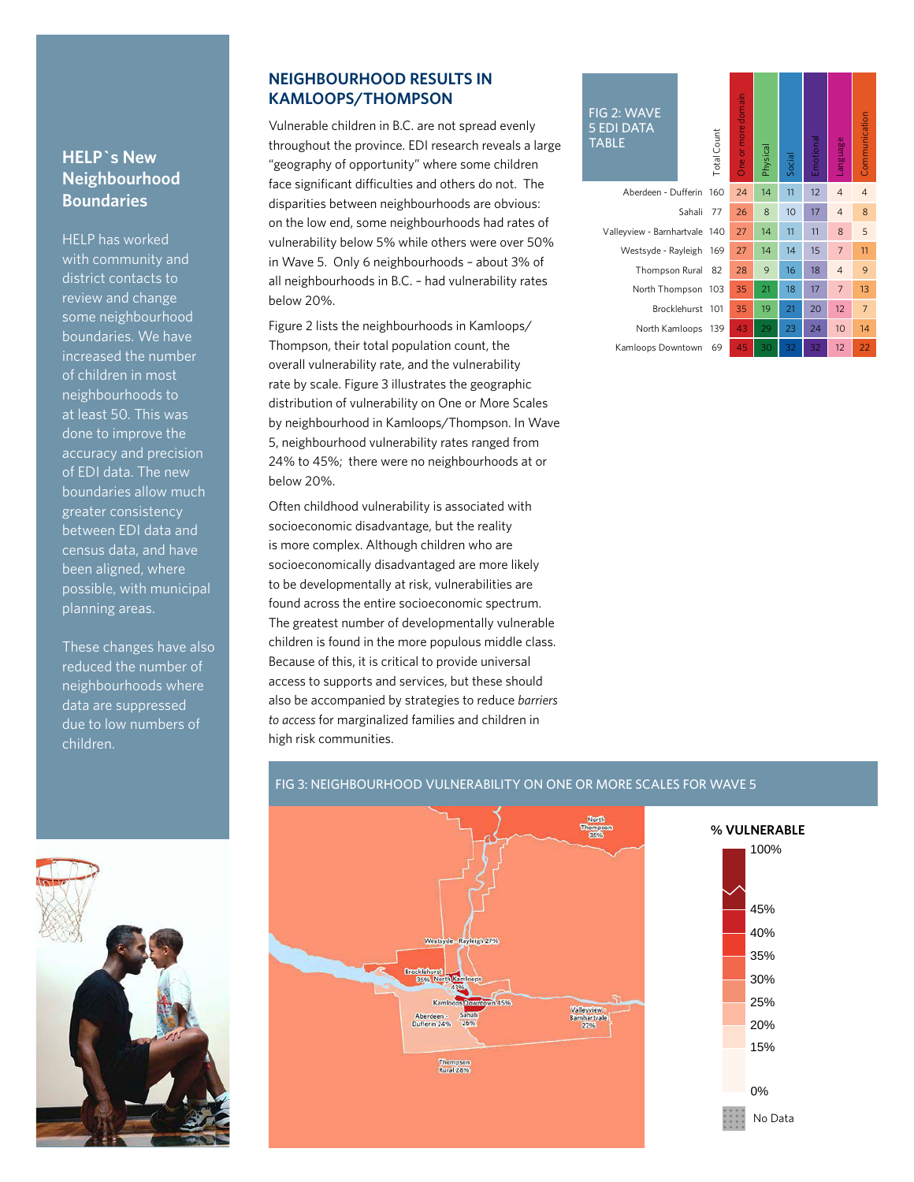## HELP`s New Neighbourhood Boundaries

HELP has worked with community and district contacts to review and change some neighbourhood boundaries. We have increased the number of children in most neighbourhoods to at least 50. This was done to improve the accuracy and precision of EDI data. The new boundaries allow much greater consistency between EDI data and census data, and have been aligned, where possible, with municipal planning areas.

These changes have also reduced the number of neighbourhoods where data are suppressed due to low numbers of children.

## NEIGHBOURHOOD RESULTS IN KAMLOOPS/THOMPSON

Vulnerable children in B.C. are not spread evenly throughout the province. EDI research reveals a large "geography of opportunity" where some children face significant difficulties and others do not. The disparities between neighbourhoods are obvious: on the low end, some neighbourhoods had rates of vulnerability below 5% while others were over 50% in Wave 5. Only 6 neighbourhoods – about 3% of all neighbourhoods in B.C. – had vulnerability rates below 20%.

Figure 2 lists the neighbourhoods in Kamloops/Thompson, their total population count, the overall vulnerability rate, and the vulnerability rate by scale. Figure 3 illustrates the geographic distribution of vulnerability on One or More Scales by neighbourhood in Kamloops/Thompson. In Wave 5, neighbourhood vulnerability rates ranged from 24% to 45%; there were no neighbourhoods at or below 20%.

Often childhood vulnerability is associated with socioeconomic disadvantage, but the reality is more complex. Although children who are socioeconomically disadvantaged are more likely to be developmentally at risk, vulnerabilities are found across the entire socioeconomic spectrum. The greatest number of developmentally vulnerable children is found in the more populous middle class. Because of this, it is critical to provide universal access to supports and services, but these should also be accompanied by strategies to reduce *barriers to access* for marginalized families and children in high risk communities.

FIG 2: WAVE 5 EDI DATA TABLE

| | Total Count | One or more domain | Physical | Social | Emotional | Language | Communication |
|---|---|---|---|---|---|---|---|
| Aberdeen - Dufferin | 160 | 24 | 14 | 11 | 12 | 4 | 4 |
| Sahali | 77 | 26 | 8 | 10 | 17 | 4 | 8 |
| Valleyview - Barnhartvale | 140 | 27 | 14 | 11 | 11 | 8 | 5 |
| Westsyde - Rayleigh | 169 | 27 | 14 | 14 | 15 | 7 | 11 |
| Thompson Rural | 82 | 28 | 9 | 16 | 18 | 4 | 9 |
| North Thompson | 103 | 35 | 21 | 18 | 17 | 7 | 13 |
| Brocklehurst | 101 | 35 | 19 | 21 | 20 | 12 | 7 |
| North Kamloops | 139 | 43 | 29 | 23 | 24 | 10 | 14 |
| Kamloops Downtown | 69 | 45 | 30 | 32 | 32 | 12 | 22 |

FIG 3: NEIGHBOURHOOD VULNERABILITY ON ONE OR MORE SCALES FOR WAVE 5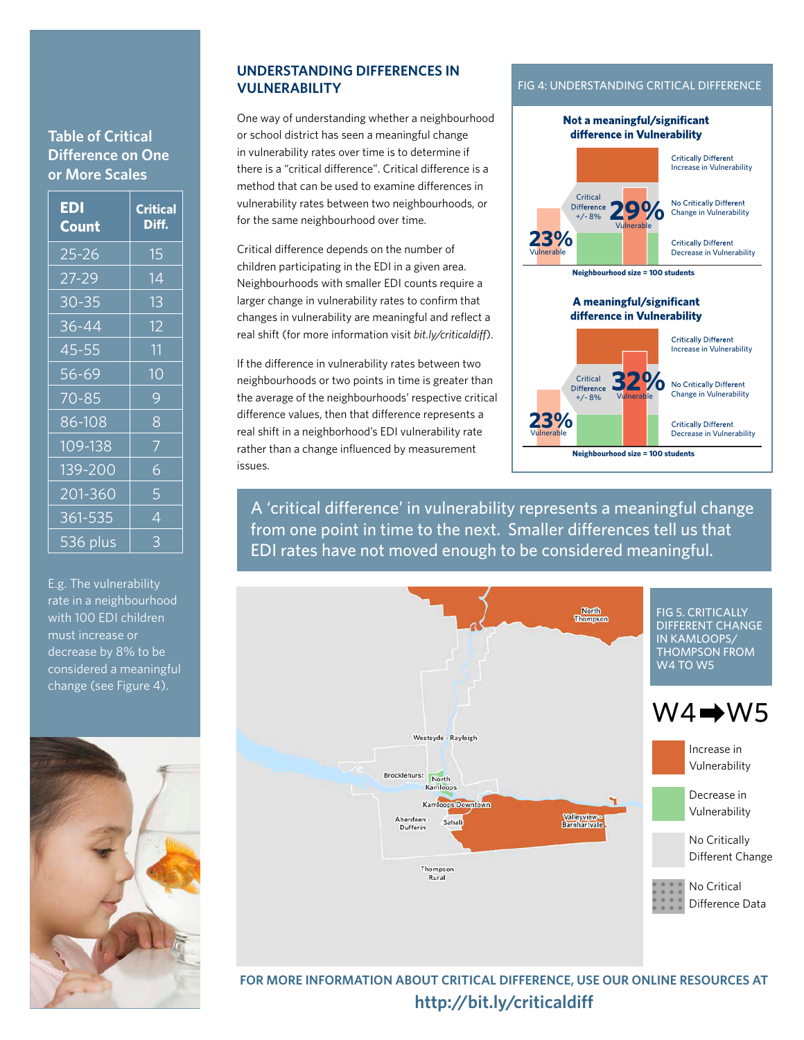## Table of Critical Difference on One or More Scales

| EDI Count | Critical Diff. |
|---|---|
| 25-26 | 15 |
| 27-29 | 14 |
| 30-35 | 13 |
| 36-44 | 12 |
| 45-55 | 11 |
| 56-69 | 10 |
| 70-85 | 9 |
| 86-108 | 8 |
| 109-138 | 7 |
| 139-200 | 6 |
| 201-360 | 5 |
| 361-535 | 4 |
| 536 plus | 3 |

E.g. The vulnerability rate in a neighbourhood with 100 EDI children must increase or decrease by 8% to be considered a meaningful change (see Figure 4).

## UNDERSTANDING DIFFERENCES IN VULNERABILITY

One way of understanding whether a neighbourhood or school district has seen a meaningful change in vulnerability rates over time is to determine if there is a "critical difference". Critical difference is a method that can be used to examine differences in vulnerability rates between two neighbourhoods, or for the same neighbourhood over time.

Critical difference depends on the number of children participating in the EDI in a given area. Neighbourhoods with smaller EDI counts require a larger change in vulnerability rates to confirm that changes in vulnerability are meaningful and reflect a real shift (for more information visit *bit.ly/criticaldiff*).

If the difference in vulnerability rates between two neighbourhoods or two points in time is greater than the average of the neighbourhoods' respective critical difference values, then that difference represents a real shift in a neighborhood's EDI vulnerability rate rather than a change influenced by measurement issues.

### FIG 4: UNDERSTANDING CRITICAL DIFFERENCE

**Not a meaningful/significant difference in Vulnerability**

23% Vulnerable → 29% Vulnerable (Critical Difference +/- 8%)

- Critically Different Increase in Vulnerability
- No Critically Different Change in Vulnerability
- Critically Different Decrease in Vulnerability

Neighbourhood size = 100 students

**A meaningful/significant difference in Vulnerability**

23% Vulnerable → 32% Vulnerable (Critical Difference +/- 8%)

- Critically Different Increase in Vulnerability
- No Critically Different Change in Vulnerability
- Critically Different Decrease in Vulnerability

Neighbourhood size = 100 students

A 'critical difference' in vulnerability represents a meaningful change from one point in time to the next. Smaller differences tell us that EDI rates have not moved enough to be considered meaningful.

### FIG 5. CRITICALLY DIFFERENT CHANGE IN KAMLOOPS/ THOMPSON FROM W4 TO W5

W4 ➡ W5

- Increase in Vulnerability
- Decrease in Vulnerability
- No Critically Different Change
- No Critical Difference Data

Map labels: North Thompson, Westsyde - Rayleigh, Brocklehurst, North Kamloops, Kamloops Downtown, Aberdeen - Dufferin, Sahali, Valleyview - Barnhartvale, Thompson Rural

**FOR MORE INFORMATION ABOUT CRITICAL DIFFERENCE, USE OUR ONLINE RESOURCES AT http://bit.ly/criticaldiff**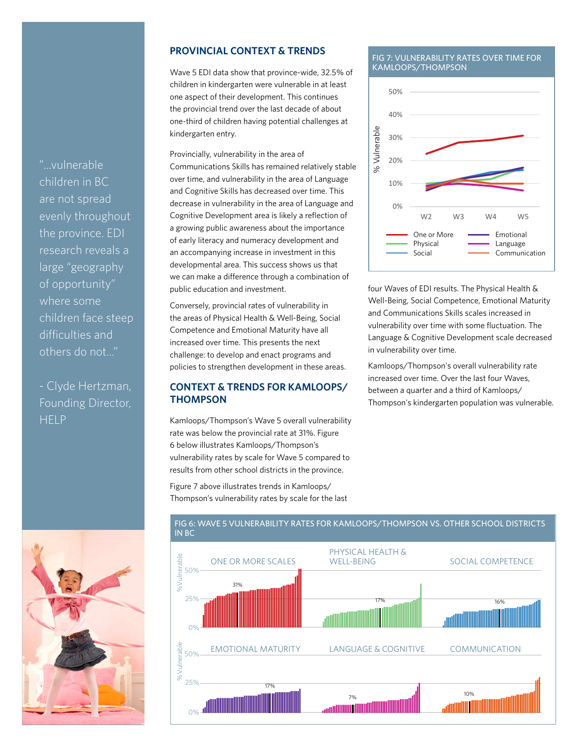> "...vulnerable children in BC are not spread evenly throughout the province. EDI research reveals a large "geography of opportunity" where some children face steep difficulties and others do not..."
>
> - Clyde Hertzman, Founding Director, HELP

## PROVINCIAL CONTEXT & TRENDS

Wave 5 EDI data show that province-wide, 32.5% of children in kindergarten were vulnerable in at least one aspect of their development. This continues the provincial trend over the last decade of about one-third of children having potential challenges at kindergarten entry.

Provincially, vulnerability in the area of Communications Skills has remained relatively stable over time, and vulnerability in the area of Language and Cognitive Skills has decreased over time. This decrease in vulnerability in the area of Language and Cognitive Development area is likely a reflection of a growing public awareness about the importance of early literacy and numeracy development and an accompanying increase in investment in this developmental area. This success shows us that we can make a difference through a combination of public education and investment.

Conversely, provincial rates of vulnerability in the areas of Physical Health & Well-Being, Social Competence and Emotional Maturity have all increased over time. This presents the next challenge: to develop and enact programs and policies to strengthen development in these areas.

## CONTEXT & TRENDS FOR KAMLOOPS/ THOMPSON

Kamloops/Thompson's Wave 5 overall vulnerability rate was below the provincial rate at 31%. Figure 6 below illustrates Kamloops/Thompson's vulnerability rates by scale for Wave 5 compared to results from other school districts in the province.

Figure 7 above illustrates trends in Kamloops/ Thompson's vulnerability rates by scale for the last four Waves of EDI results. The Physical Health & Well-Being, Social Competence, Emotional Maturity and Communications Skills scales increased in vulnerability over time with some fluctuation. The Language & Cognitive Development scale decreased in vulnerability over time.

Kamloops/Thompson's overall vulnerability rate increased over time. Over the last four Waves, between a quarter and a third of Kamloops/ Thompson's kindergarten population was vulnerable.

FIG 7: VULNERABILITY RATES OVER TIME FOR KAMLOOPS/THOMPSON

FIG 6: WAVE 5 VULNERABILITY RATES FOR KAMLOOPS/THOMPSON VS. OTHER SCHOOL DISTRICTS IN BC

| Scale | Kamloops/Thompson Wave 5 |
|---|---|
| One or More Scales | 31% |
| Physical Health & Well-Being | 17% |
| Social Competence | 16% |
| Emotional Maturity | 17% |
| Language & Cognitive | 7% |
| Communication | 10% |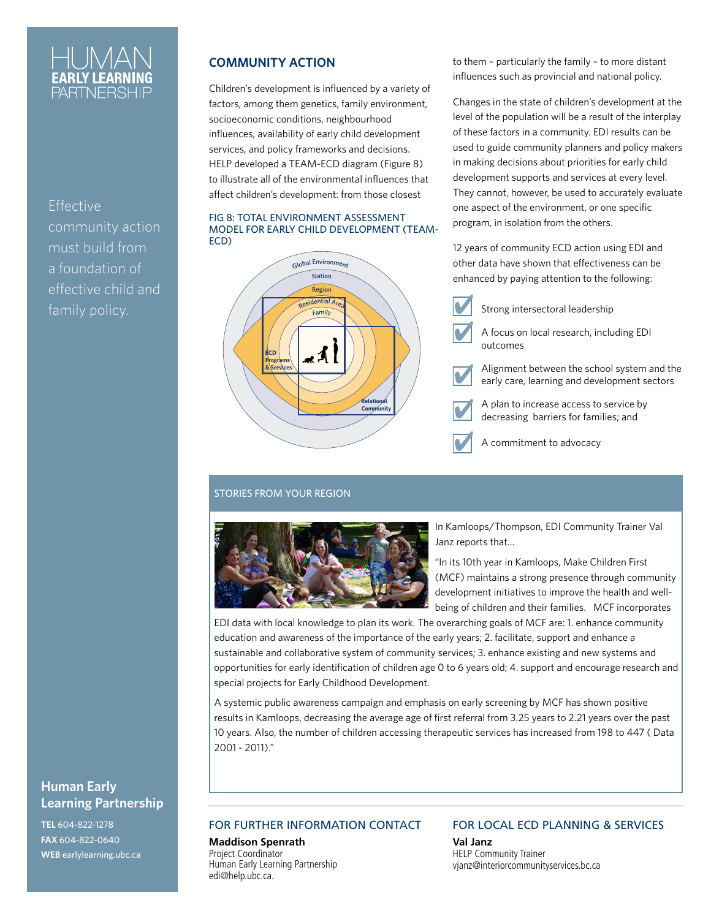# HUMAN EARLY LEARNING PARTNERSHIP

Effective community action must build from a foundation of effective child and family policy.

## COMMUNITY ACTION

Children's development is influenced by a variety of factors, among them genetics, family environment, socioeconomic conditions, neighbourhood influences, availability of early child development services, and policy frameworks and decisions. HELP developed a TEAM-ECD diagram (Figure 8) to illustrate all of the environmental influences that affect children's development: from those closest to them – particularly the family – to more distant influences such as provincial and national policy.

FIG 8: TOTAL ENVIRONMENT ASSESSMENT MODEL FOR EARLY CHILD DEVELOPMENT (TEAM-ECD)

Global Environment
Nation
Region
Residential Area
Family
ECD Programs & Services
Relational Community

Changes in the state of children's development at the level of the population will be a result of the interplay of these factors in a community. EDI results can be used to guide community planners and policy makers in making decisions about priorities for early child development supports and services at every level. They cannot, however, be used to accurately evaluate one aspect of the environment, or one specific program, in isolation from the others.

12 years of community ECD action using EDI and other data have shown that effectiveness can be enhanced by paying attention to the following:

- ✔ Strong intersectoral leadership
- ✔ A focus on local research, including EDI outcomes
- ✔ Alignment between the school system and the early care, learning and development sectors
- ✔ A plan to increase access to service by decreasing barriers for families; and
- ✔ A commitment to advocacy

### STORIES FROM YOUR REGION

In Kamloops/Thompson, EDI Community Trainer Val Janz reports that...

"In its 10th year in Kamloops, Make Children First (MCF) maintains a strong presence through community development initiatives to improve the health and well-being of children and their families. MCF incorporates EDI data with local knowledge to plan its work. The overarching goals of MCF are: 1. enhance community education and awareness of the importance of the early years; 2. facilitate, support and enhance a sustainable and collaborative system of community services; 3. enhance existing and new systems and opportunities for early identification of children age 0 to 6 years old; 4. support and encourage research and special projects for Early Childhood Development.

A systemic public awareness campaign and emphasis on early screening by MCF has shown positive results in Kamloops, decreasing the average age of first referral from 3.25 years to 2.21 years over the past 10 years. Also, the number of children accessing therapeutic services has increased from 198 to 447 ( Data 2001 - 2011)."

### FOR FURTHER INFORMATION CONTACT

**Maddison Spenrath**
Project Coordinator
Human Early Learning Partnership
edi@help.ubc.ca.

### FOR LOCAL ECD PLANNING & SERVICES

**Val Janz**
HELP Community Trainer
vjanz@interiorcommunityservices.bc.ca

**Human Early Learning Partnership**

**TEL** 604-822-1278
**FAX** 604-822-0640
**WEB** earlylearning.ubc.ca